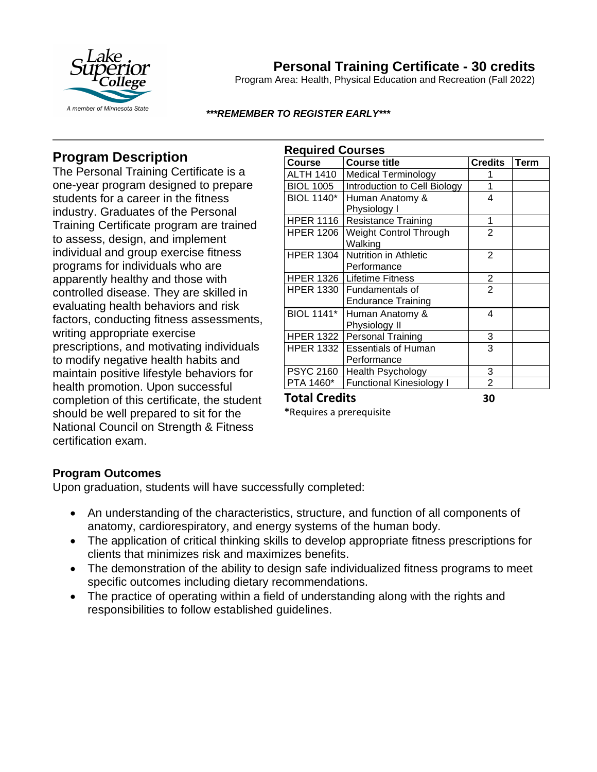# Personal Training Certificate - 30 credits

Program Area: Health, Physical Education and Recreation (Fall 2022)

***\*\*\*REMEMBER TO REGISTER EARLY\*\*\****

## Program Description

The Personal Training Certificate is a one-year program designed to prepare students for a career in the fitness industry. Graduates of the Personal Training Certificate program are trained to assess, design, and implement individual and group exercise fitness programs for individuals who are apparently healthy and those with controlled disease. They are skilled in evaluating health behaviors and risk factors, conducting fitness assessments, writing appropriate exercise prescriptions, and motivating individuals to modify negative health habits and maintain positive lifestyle behaviors for health promotion. Upon successful completion of this certificate, the student should be well prepared to sit for the National Council on Strength & Fitness certification exam.

### Required Courses

| Course | Course title | Credits | Term |
|---|---|---|---|
| ALTH 1410 | Medical Terminology | 1 | |
| BIOL 1005 | Introduction to Cell Biology | 1 | |
| BIOL 1140* | Human Anatomy & Physiology I | 4 | |
| HPER 1116 | Resistance Training | 1 | |
| HPER 1206 | Weight Control Through Walking | 2 | |
| HPER 1304 | Nutrition in Athletic Performance | 2 | |
| HPER 1326 | Lifetime Fitness | 2 | |
| HPER 1330 | Fundamentals of Endurance Training | 2 | |
| BIOL 1141* | Human Anatomy & Physiology II | 4 | |
| HPER 1322 | Personal Training | 3 | |
| HPER 1332 | Essentials of Human Performance | 3 | |
| PSYC 2160 | Health Psychology | 3 | |
| PTA 1460* | Functional Kinesiology I | 2 | |
| **Total Credits** | | **30** | |

**\***Requires a prerequisite

### Program Outcomes

Upon graduation, students will have successfully completed:

- An understanding of the characteristics, structure, and function of all components of anatomy, cardiorespiratory, and energy systems of the human body.
- The application of critical thinking skills to develop appropriate fitness prescriptions for clients that minimizes risk and maximizes benefits.
- The demonstration of the ability to design safe individualized fitness programs to meet specific outcomes including dietary recommendations.
- The practice of operating within a field of understanding along with the rights and responsibilities to follow established guidelines.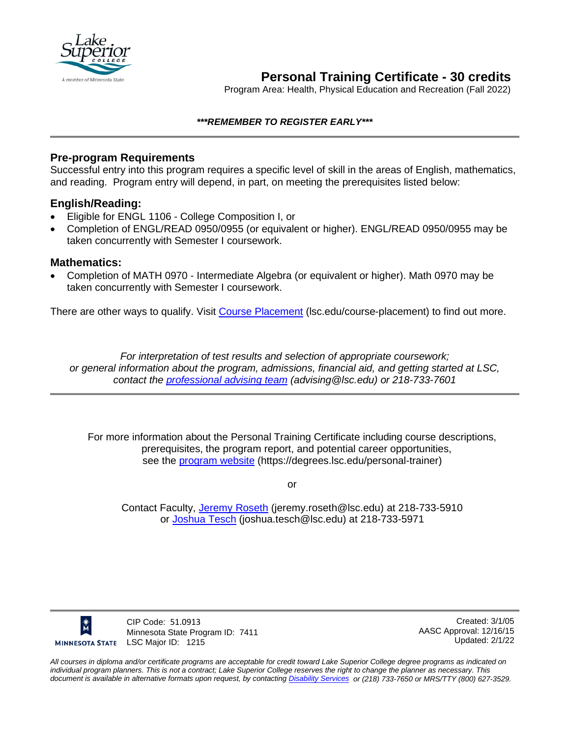# Personal Training Certificate - 30 credits

Program Area: Health, Physical Education and Recreation (Fall 2022)

***\*\*\*REMEMBER TO REGISTER EARLY\*\*\****

---

## Pre-program Requirements

Successful entry into this program requires a specific level of skill in the areas of English, mathematics, and reading. Program entry will depend, in part, on meeting the prerequisites listed below:

### English/Reading:

- Eligible for ENGL 1106 - College Composition I, or
- Completion of ENGL/READ 0950/0955 (or equivalent or higher). ENGL/READ 0950/0955 may be taken concurrently with Semester I coursework.

### Mathematics:

- Completion of MATH 0970 - Intermediate Algebra (or equivalent or higher). Math 0970 may be taken concurrently with Semester I coursework.

There are other ways to qualify. Visit Course Placement (lsc.edu/course-placement) to find out more.

*For interpretation of test results and selection of appropriate coursework; or general information about the program, admissions, financial aid, and getting started at LSC, contact the professional advising team (advising@lsc.edu) or 218-733-7601*

---

For more information about the Personal Training Certificate including course descriptions, prerequisites, the program report, and potential career opportunities, see the program website (https://degrees.lsc.edu/personal-trainer)

or

Contact Faculty, Jeremy Roseth (jeremy.roseth@lsc.edu) at 218-733-5910 or Joshua Tesch (joshua.tesch@lsc.edu) at 218-733-5971

---

CIP Code: 51.0913
Minnesota State Program ID: 7411
LSC Major ID: 1215

Created: 3/1/05
AASC Approval: 12/16/15
Updated: 2/1/22

*All courses in diploma and/or certificate programs are acceptable for credit toward Lake Superior College degree programs as indicated on individual program planners. This is not a contract; Lake Superior College reserves the right to change the planner as necessary. This document is available in alternative formats upon request, by contacting Disability Services or (218) 733-7650 or MRS/TTY (800) 627-3529.*